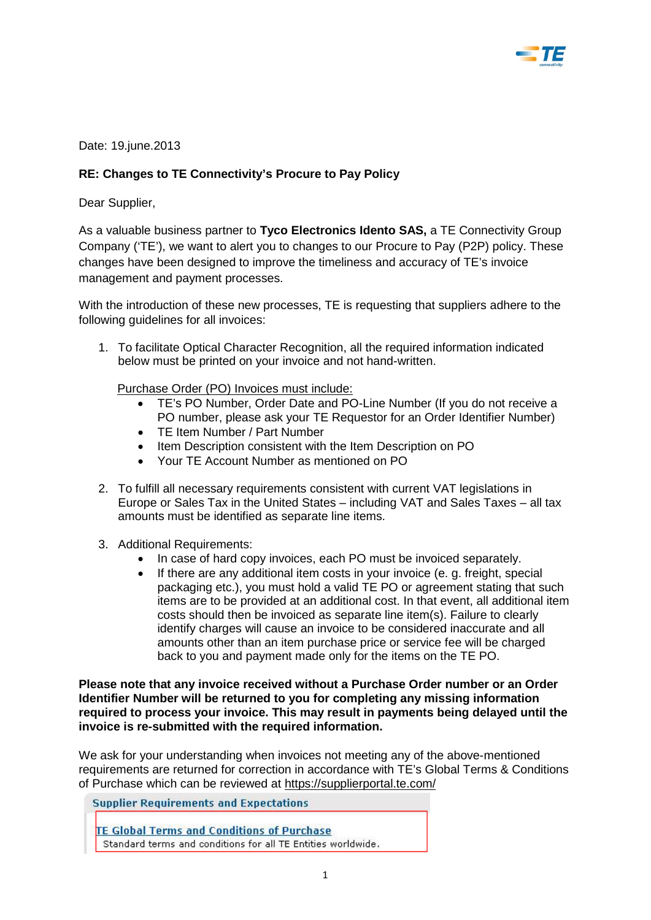Date: 19.june.2013

**RE: Changes to TE Connectivity's Procure to Pay Policy**

Dear Supplier,

As a valuable business partner to **Tyco Electronics Idento SAS,** a TE Connectivity Group Company ('TE'), we want to alert you to changes to our Procure to Pay (P2P) policy. These changes have been designed to improve the timeliness and accuracy of TE's invoice management and payment processes.

With the introduction of these new processes, TE is requesting that suppliers adhere to the following guidelines for all invoices:

1. To facilitate Optical Character Recognition, all the required information indicated below must be printed on your invoice and not hand-written.

   Purchase Order (PO) Invoices must include:
   - TE's PO Number, Order Date and PO-Line Number (If you do not receive a PO number, please ask your TE Requestor for an Order Identifier Number)
   - TE Item Number / Part Number
   - Item Description consistent with the Item Description on PO
   - Your TE Account Number as mentioned on PO

2. To fulfill all necessary requirements consistent with current VAT legislations in Europe or Sales Tax in the United States – including VAT and Sales Taxes – all tax amounts must be identified as separate line items.

3. Additional Requirements:
   - In case of hard copy invoices, each PO must be invoiced separately.
   - If there are any additional item costs in your invoice (e. g. freight, special packaging etc.), you must hold a valid TE PO or agreement stating that such items are to be provided at an additional cost. In that event, all additional item costs should then be invoiced as separate line item(s). Failure to clearly identify charges will cause an invoice to be considered inaccurate and all amounts other than an item purchase price or service fee will be charged back to you and payment made only for the items on the TE PO.

**Please note that any invoice received without a Purchase Order number or an Order Identifier Number will be returned to you for completing any missing information required to process your invoice. This may result in payments being delayed until the invoice is re-submitted with the required information.**

We ask for your understanding when invoices not meeting any of the above-mentioned requirements are returned for correction in accordance with TE's Global Terms & Conditions of Purchase which can be reviewed at https://supplierportal.te.com/

**Supplier Requirements and Expectations**

TE Global Terms and Conditions of Purchase
Standard terms and conditions for all TE Entities worldwide.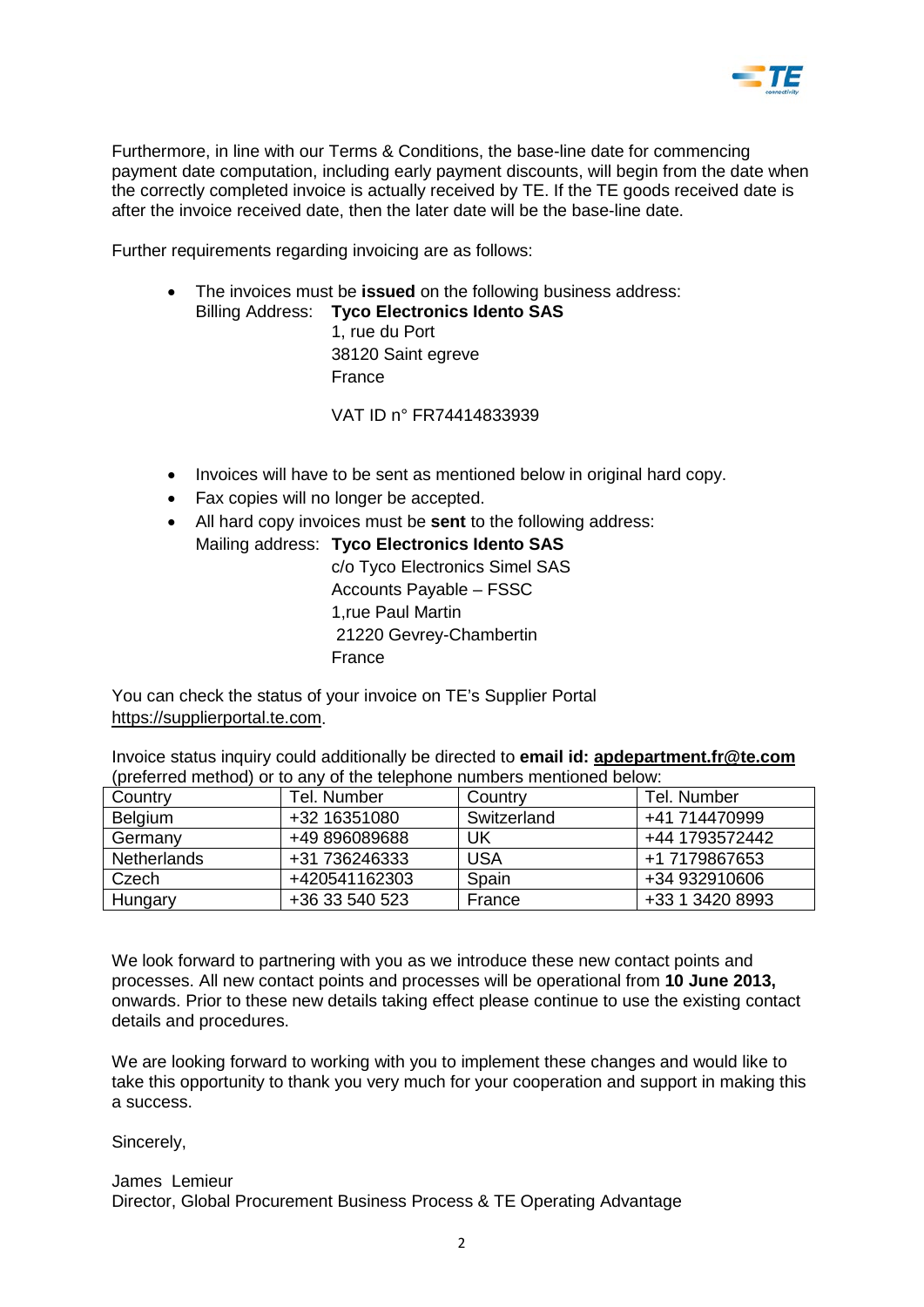Furthermore, in line with our Terms & Conditions, the base-line date for commencing payment date computation, including early payment discounts, will begin from the date when the correctly completed invoice is actually received by TE. If the TE goods received date is after the invoice received date, then the later date will be the base-line date.

Further requirements regarding invoicing are as follows:

- The invoices must be **issued** on the following business address:
  Billing Address: **Tyco Electronics Idento SAS**
  1, rue du Port
  38120 Saint egreve
  France

  VAT ID n° FR74414833939

- Invoices will have to be sent as mentioned below in original hard copy.
- Fax copies will no longer be accepted.
- All hard copy invoices must be **sent** to the following address:
  Mailing address: **Tyco Electronics Idento SAS**
  c/o Tyco Electronics Simel SAS
  Accounts Payable – FSSC
  1,rue Paul Martin
  21220 Gevrey-Chambertin
  France

You can check the status of your invoice on TE's Supplier Portal https://supplierportal.te.com.

Invoice status inquiry could additionally be directed to **email id: apdepartment.fr@te.com** (preferred method) or to any of the telephone numbers mentioned below:

| Country | Tel. Number | Country | Tel. Number |
|---|---|---|---|
| Belgium | +32 16351080 | Switzerland | +41 714470999 |
| Germany | +49 896089688 | UK | +44 1793572442 |
| Netherlands | +31 736246333 | USA | +1 7179867653 |
| Czech | +420541162303 | Spain | +34 932910606 |
| Hungary | +36 33 540 523 | France | +33 1 3420 8993 |

We look forward to partnering with you as we introduce these new contact points and processes. All new contact points and processes will be operational from **10 June 2013,** onwards. Prior to these new details taking effect please continue to use the existing contact details and procedures.

We are looking forward to working with you to implement these changes and would like to take this opportunity to thank you very much for your cooperation and support in making this a success.

Sincerely,

James Lemieur
Director, Global Procurement Business Process & TE Operating Advantage